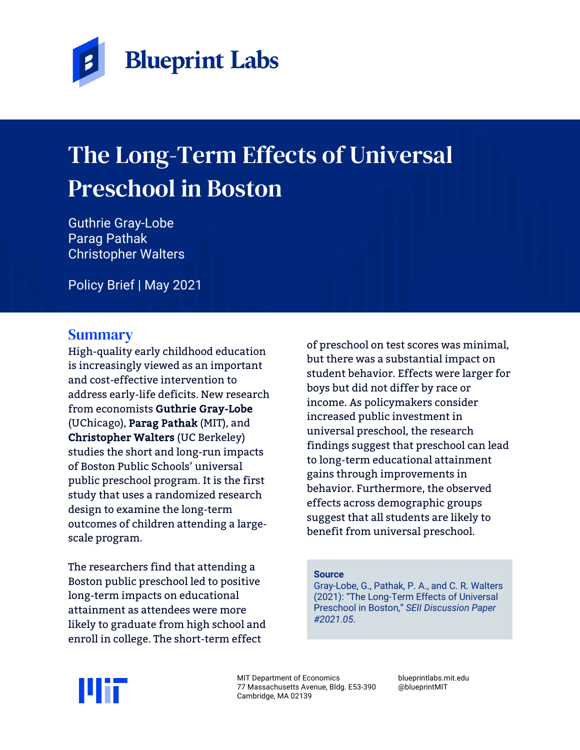Blueprint Labs

# The Long-Term Effects of Universal Preschool in Boston

Guthrie Gray-Lobe
Parag Pathak
Christopher Walters

Policy Brief | May 2021

## Summary

High-quality early childhood education is increasingly viewed as an important and cost-effective intervention to address early-life deficits. New research from economists **Guthrie Gray-Lobe** (UChicago), **Parag Pathak** (MIT), and **Christopher Walters** (UC Berkeley) studies the short and long-run impacts of Boston Public Schools' universal public preschool program. It is the first study that uses a randomized research design to examine the long-term outcomes of children attending a large-scale program.

The researchers find that attending a Boston public preschool led to positive long-term impacts on educational attainment as attendees were more likely to graduate from high school and enroll in college. The short-term effect of preschool on test scores was minimal, but there was a substantial impact on student behavior. Effects were larger for boys but did not differ by race or income. As policymakers consider increased public investment in universal preschool, the research findings suggest that preschool can lead to long-term educational attainment gains through improvements in behavior. Furthermore, the observed effects across demographic groups suggest that all students are likely to benefit from universal preschool.

**Source**
Gray-Lobe, G., Pathak, P. A., and C. R. Walters (2021): "The Long-Term Effects of Universal Preschool in Boston," *SEII Discussion Paper #2021.05*.

MIT Department of Economics
77 Massachusetts Avenue, Bldg. E53-390
Cambridge, MA 02139

blueprintlabs.mit.edu
@blueprintMIT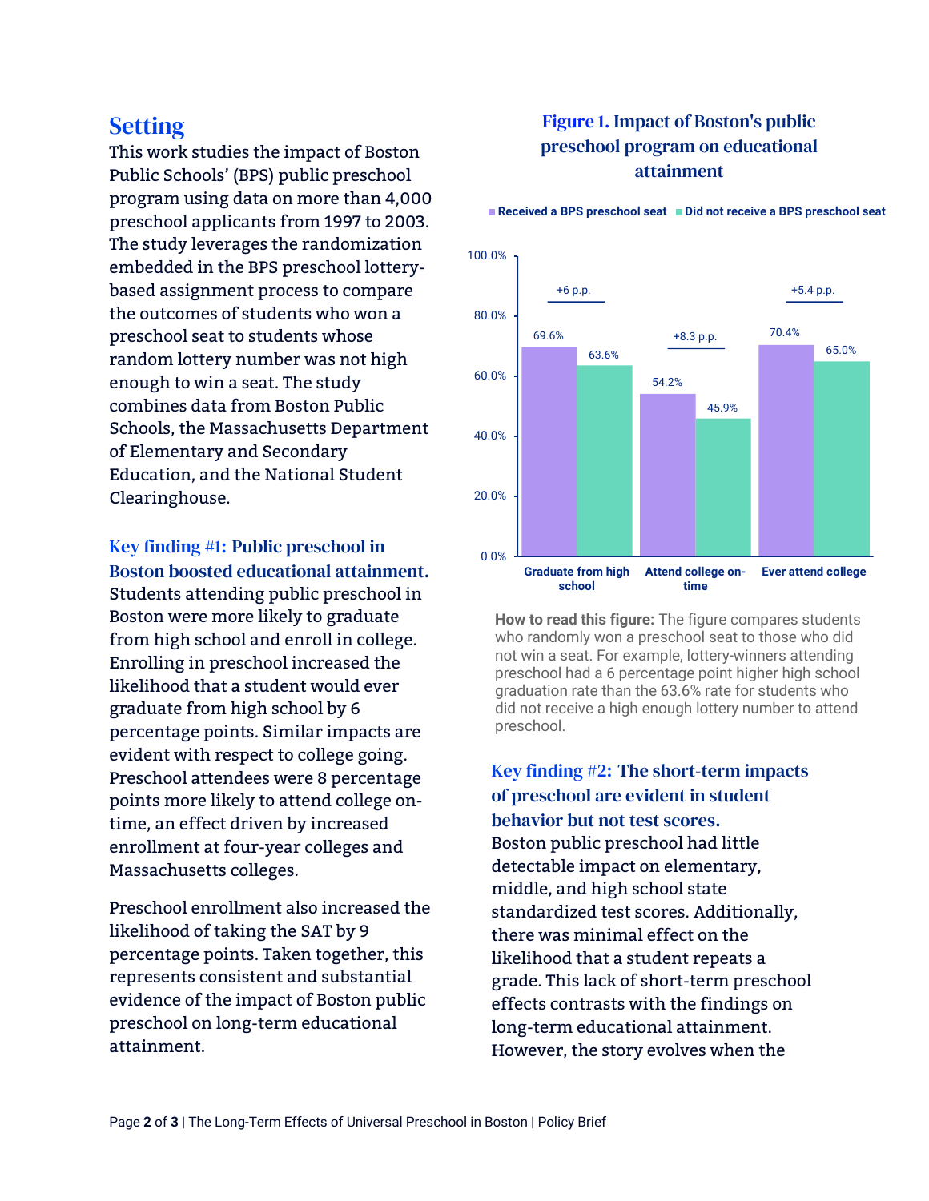## Setting

This work studies the impact of Boston Public Schools' (BPS) public preschool program using data on more than 4,000 preschool applicants from 1997 to 2003. The study leverages the randomization embedded in the BPS preschool lottery-based assignment process to compare the outcomes of students who won a preschool seat to students whose random lottery number was not high enough to win a seat. The study combines data from Boston Public Schools, the Massachusetts Department of Elementary and Secondary Education, and the National Student Clearinghouse.

### Key finding #1: Public preschool in Boston boosted educational attainment.

Students attending public preschool in Boston were more likely to graduate from high school and enroll in college. Enrolling in preschool increased the likelihood that a student would ever graduate from high school by 6 percentage points. Similar impacts are evident with respect to college going. Preschool attendees were 8 percentage points more likely to attend college on-time, an effect driven by increased enrollment at four-year colleges and Massachusetts colleges.

Preschool enrollment also increased the likelihood of taking the SAT by 9 percentage points. Taken together, this represents consistent and substantial evidence of the impact of Boston public preschool on long-term educational attainment.

**Figure 1. Impact of Boston's public preschool program on educational attainment**

Received a BPS preschool seat
Did not receive a BPS preschool seat

100.0%
80.0%
60.0%
40.0%
20.0%
0.0%

Graduate from high school: +6 p.p.; 69.6%; 63.6%
Attend college on-time: +8.3 p.p.; 54.2%; 45.9%
Ever attend college: +5.4 p.p.; 70.4%; 65.0%

**How to read this figure:** The figure compares students who randomly won a preschool seat to those who did not win a seat. For example, lottery-winners attending preschool had a 6 percentage point higher high school graduation rate than the 63.6% rate for students who did not receive a high enough lottery number to attend preschool.

### Key finding #2: The short-term impacts of preschool are evident in student behavior but not test scores.

Boston public preschool had little detectable impact on elementary, middle, and high school state standardized test scores. Additionally, there was minimal effect on the likelihood that a student repeats a grade. This lack of short-term preschool effects contrasts with the findings on long-term educational attainment. However, the story evolves when the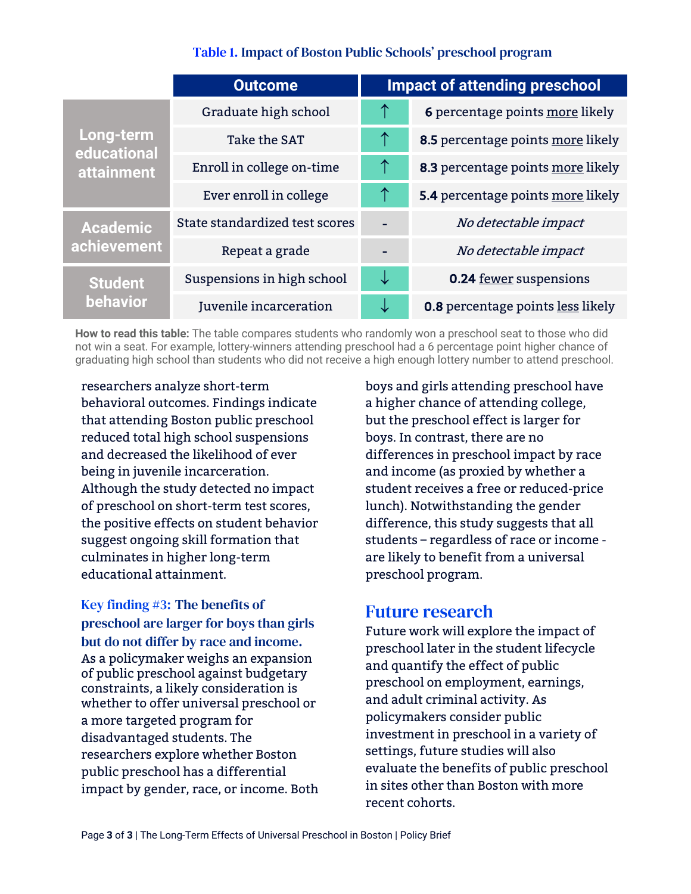**Table 1. Impact of Boston Public Schools' preschool program**

| | Outcome | | Impact of attending preschool |
|---|---|---|---|
| Long-term educational attainment | Graduate high school | ↑ | **6** percentage points more likely |
| | Take the SAT | ↑ | **8.5** percentage points more likely |
| | Enroll in college on-time | ↑ | **8.3** percentage points more likely |
| | Ever enroll in college | ↑ | **5.4** percentage points more likely |
| Academic achievement | State standardized test scores | - | *No detectable impact* |
| | Repeat a grade | - | *No detectable impact* |
| Student behavior | Suspensions in high school | ↓ | **0.24** fewer suspensions |
| | Juvenile incarceration | ↓ | **0.8** percentage points less likely |

**How to read this table:** The table compares students who randomly won a preschool seat to those who did not win a seat. For example, lottery-winners attending preschool had a 6 percentage point higher chance of graduating high school than students who did not receive a high enough lottery number to attend preschool.

researchers analyze short-term behavioral outcomes. Findings indicate that attending Boston public preschool reduced total high school suspensions and decreased the likelihood of ever being in juvenile incarceration. Although the study detected no impact of preschool on short-term test scores, the positive effects on student behavior suggest ongoing skill formation that culminates in higher long-term educational attainment.

### Key finding #3: The benefits of preschool are larger for boys than girls but do not differ by race and income.

As a policymaker weighs an expansion of public preschool against budgetary constraints, a likely consideration is whether to offer universal preschool or a more targeted program for disadvantaged students. The researchers explore whether Boston public preschool has a differential impact by gender, race, or income. Both boys and girls attending preschool have a higher chance of attending college, but the preschool effect is larger for boys. In contrast, there are no differences in preschool impact by race and income (as proxied by whether a student receives a free or reduced-price lunch). Notwithstanding the gender difference, this study suggests that all students – regardless of race or income - are likely to benefit from a universal preschool program.

## Future research

Future work will explore the impact of preschool later in the student lifecycle and quantify the effect of public preschool on employment, earnings, and adult criminal activity. As policymakers consider public investment in preschool in a variety of settings, future studies will also evaluate the benefits of public preschool in sites other than Boston with more recent cohorts.